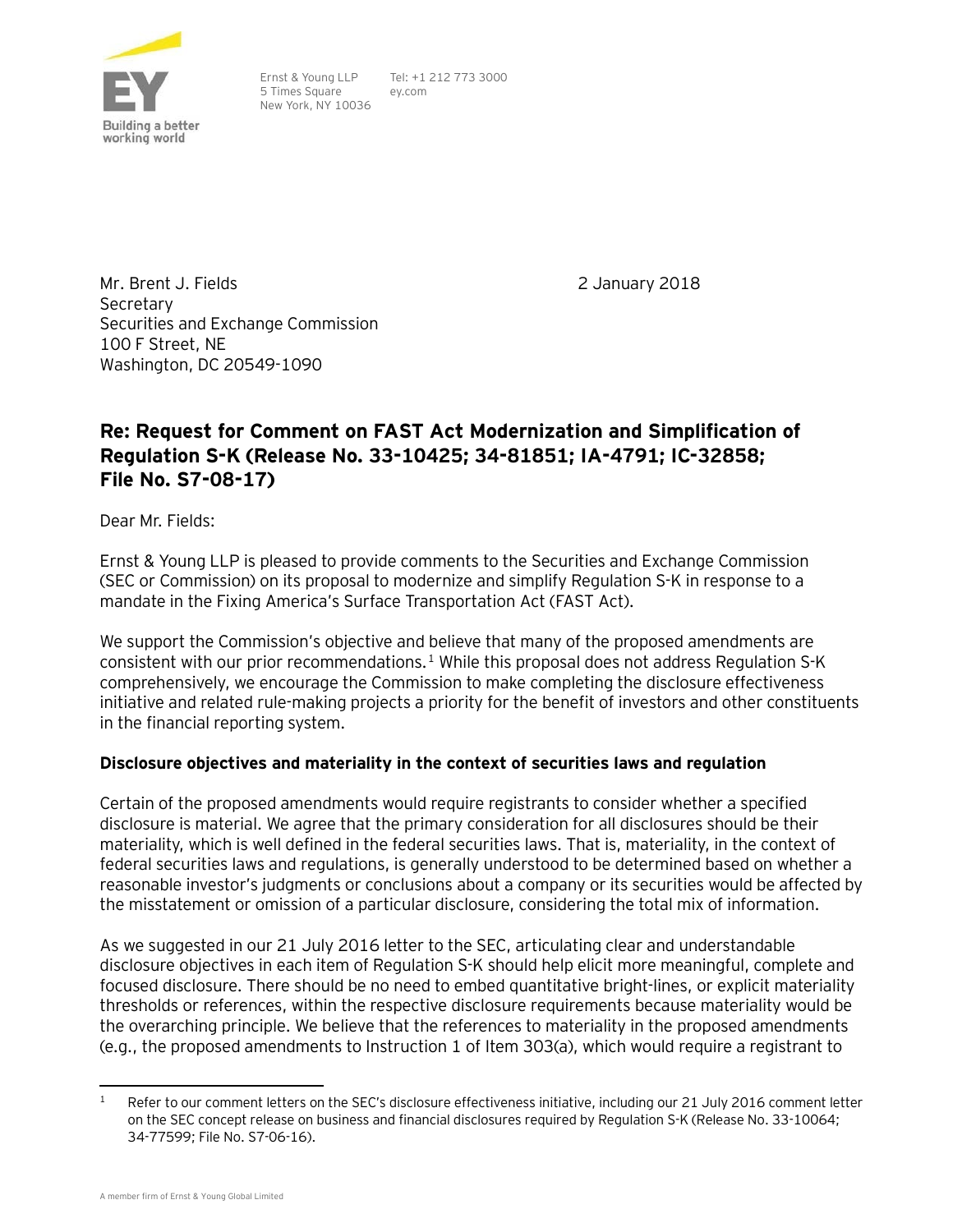Building a better working world

Ernst & Young LLP
5 Times Square
New York, NY 10036

Tel: +1 212 773 3000
ey.com

Mr. Brent J. Fields
Secretary
Securities and Exchange Commission
100 F Street, NE
Washington, DC 20549-1090

2 January 2018

## Re: Request for Comment on FAST Act Modernization and Simplification of Regulation S-K (Release No. 33-10425; 34-81851; IA-4791; IC-32858; File No. S7-08-17)

Dear Mr. Fields:

Ernst & Young LLP is pleased to provide comments to the Securities and Exchange Commission (SEC or Commission) on its proposal to modernize and simplify Regulation S-K in response to a mandate in the Fixing America's Surface Transportation Act (FAST Act).

We support the Commission's objective and believe that many of the proposed amendments are consistent with our prior recommendations.[1] While this proposal does not address Regulation S-K comprehensively, we encourage the Commission to make completing the disclosure effectiveness initiative and related rule-making projects a priority for the benefit of investors and other constituents in the financial reporting system.

### Disclosure objectives and materiality in the context of securities laws and regulation

Certain of the proposed amendments would require registrants to consider whether a specified disclosure is material. We agree that the primary consideration for all disclosures should be their materiality, which is well defined in the federal securities laws. That is, materiality, in the context of federal securities laws and regulations, is generally understood to be determined based on whether a reasonable investor's judgments or conclusions about a company or its securities would be affected by the misstatement or omission of a particular disclosure, considering the total mix of information.

As we suggested in our 21 July 2016 letter to the SEC, articulating clear and understandable disclosure objectives in each item of Regulation S-K should help elicit more meaningful, complete and focused disclosure. There should be no need to embed quantitative bright-lines, or explicit materiality thresholds or references, within the respective disclosure requirements because materiality would be the overarching principle. We believe that the references to materiality in the proposed amendments (e.g., the proposed amendments to Instruction 1 of Item 303(a), which would require a registrant to

---

[1] Refer to our comment letters on the SEC's disclosure effectiveness initiative, including our 21 July 2016 comment letter on the SEC concept release on business and financial disclosures required by Regulation S-K (Release No. 33-10064; 34-77599; File No. S7-06-16).

A member firm of Ernst & Young Global Limited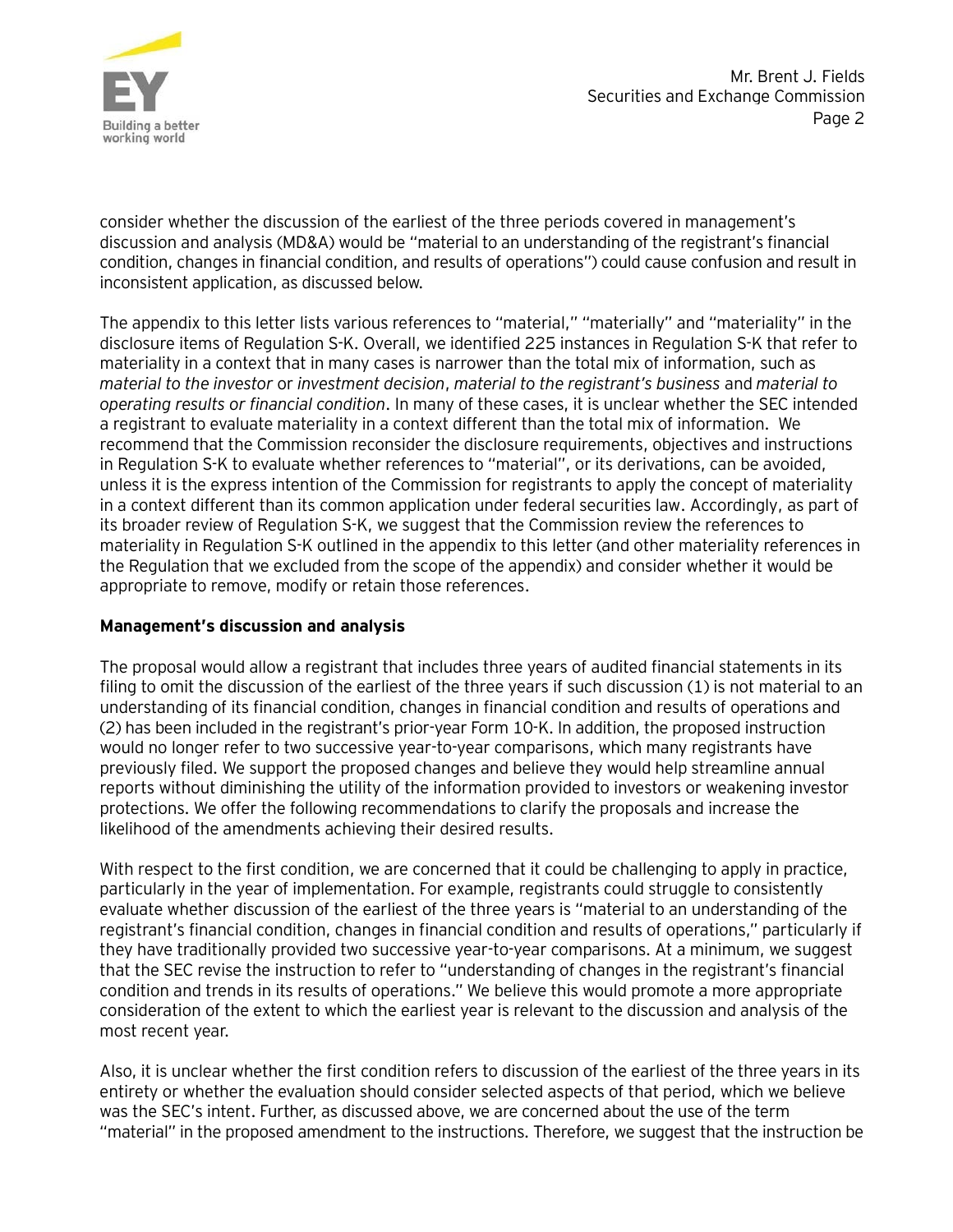consider whether the discussion of the earliest of the three periods covered in management's discussion and analysis (MD&A) would be "material to an understanding of the registrant's financial condition, changes in financial condition, and results of operations") could cause confusion and result in inconsistent application, as discussed below.

The appendix to this letter lists various references to "material," "materially" and "materiality" in the disclosure items of Regulation S-K. Overall, we identified 225 instances in Regulation S-K that refer to materiality in a context that in many cases is narrower than the total mix of information, such as *material to the investor* or *investment decision*, *material to the registrant's business* and *material to operating results or financial condition*. In many of these cases, it is unclear whether the SEC intended a registrant to evaluate materiality in a context different than the total mix of information. We recommend that the Commission reconsider the disclosure requirements, objectives and instructions in Regulation S-K to evaluate whether references to "material", or its derivations, can be avoided, unless it is the express intention of the Commission for registrants to apply the concept of materiality in a context different than its common application under federal securities law. Accordingly, as part of its broader review of Regulation S-K, we suggest that the Commission review the references to materiality in Regulation S-K outlined in the appendix to this letter (and other materiality references in the Regulation that we excluded from the scope of the appendix) and consider whether it would be appropriate to remove, modify or retain those references.

**Management's discussion and analysis**

The proposal would allow a registrant that includes three years of audited financial statements in its filing to omit the discussion of the earliest of the three years if such discussion (1) is not material to an understanding of its financial condition, changes in financial condition and results of operations and (2) has been included in the registrant's prior-year Form 10-K. In addition, the proposed instruction would no longer refer to two successive year-to-year comparisons, which many registrants have previously filed. We support the proposed changes and believe they would help streamline annual reports without diminishing the utility of the information provided to investors or weakening investor protections. We offer the following recommendations to clarify the proposals and increase the likelihood of the amendments achieving their desired results.

With respect to the first condition, we are concerned that it could be challenging to apply in practice, particularly in the year of implementation. For example, registrants could struggle to consistently evaluate whether discussion of the earliest of the three years is "material to an understanding of the registrant's financial condition, changes in financial condition and results of operations," particularly if they have traditionally provided two successive year-to-year comparisons. At a minimum, we suggest that the SEC revise the instruction to refer to "understanding of changes in the registrant's financial condition and trends in its results of operations." We believe this would promote a more appropriate consideration of the extent to which the earliest year is relevant to the discussion and analysis of the most recent year.

Also, it is unclear whether the first condition refers to discussion of the earliest of the three years in its entirety or whether the evaluation should consider selected aspects of that period, which we believe was the SEC's intent. Further, as discussed above, we are concerned about the use of the term "material" in the proposed amendment to the instructions. Therefore, we suggest that the instruction be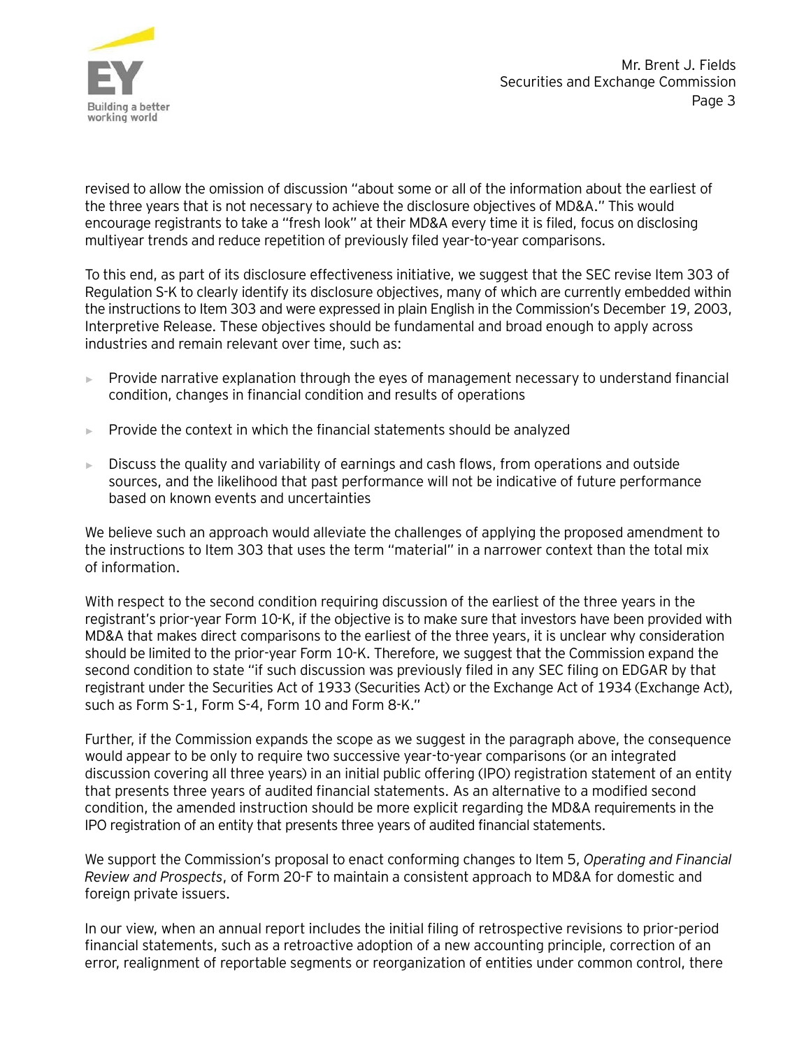revised to allow the omission of discussion "about some or all of the information about the earliest of the three years that is not necessary to achieve the disclosure objectives of MD&A." This would encourage registrants to take a "fresh look" at their MD&A every time it is filed, focus on disclosing multiyear trends and reduce repetition of previously filed year-to-year comparisons.

To this end, as part of its disclosure effectiveness initiative, we suggest that the SEC revise Item 303 of Regulation S-K to clearly identify its disclosure objectives, many of which are currently embedded within the instructions to Item 303 and were expressed in plain English in the Commission's December 19, 2003, Interpretive Release. These objectives should be fundamental and broad enough to apply across industries and remain relevant over time, such as:

- Provide narrative explanation through the eyes of management necessary to understand financial condition, changes in financial condition and results of operations
- Provide the context in which the financial statements should be analyzed
- Discuss the quality and variability of earnings and cash flows, from operations and outside sources, and the likelihood that past performance will not be indicative of future performance based on known events and uncertainties

We believe such an approach would alleviate the challenges of applying the proposed amendment to the instructions to Item 303 that uses the term "material" in a narrower context than the total mix of information.

With respect to the second condition requiring discussion of the earliest of the three years in the registrant's prior-year Form 10-K, if the objective is to make sure that investors have been provided with MD&A that makes direct comparisons to the earliest of the three years, it is unclear why consideration should be limited to the prior-year Form 10-K. Therefore, we suggest that the Commission expand the second condition to state "if such discussion was previously filed in any SEC filing on EDGAR by that registrant under the Securities Act of 1933 (Securities Act) or the Exchange Act of 1934 (Exchange Act), such as Form S-1, Form S-4, Form 10 and Form 8-K."

Further, if the Commission expands the scope as we suggest in the paragraph above, the consequence would appear to be only to require two successive year-to-year comparisons (or an integrated discussion covering all three years) in an initial public offering (IPO) registration statement of an entity that presents three years of audited financial statements. As an alternative to a modified second condition, the amended instruction should be more explicit regarding the MD&A requirements in the IPO registration of an entity that presents three years of audited financial statements.

We support the Commission's proposal to enact conforming changes to Item 5, *Operating and Financial Review and Prospects*, of Form 20-F to maintain a consistent approach to MD&A for domestic and foreign private issuers.

In our view, when an annual report includes the initial filing of retrospective revisions to prior-period financial statements, such as a retroactive adoption of a new accounting principle, correction of an error, realignment of reportable segments or reorganization of entities under common control, there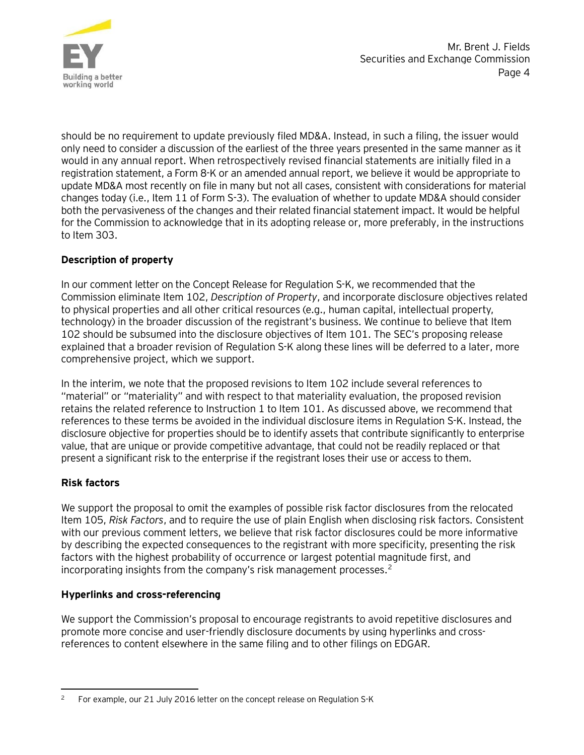should be no requirement to update previously filed MD&A. Instead, in such a filing, the issuer would only need to consider a discussion of the earliest of the three years presented in the same manner as it would in any annual report. When retrospectively revised financial statements are initially filed in a registration statement, a Form 8-K or an amended annual report, we believe it would be appropriate to update MD&A most recently on file in many but not all cases, consistent with considerations for material changes today (i.e., Item 11 of Form S-3). The evaluation of whether to update MD&A should consider both the pervasiveness of the changes and their related financial statement impact. It would be helpful for the Commission to acknowledge that in its adopting release or, more preferably, in the instructions to Item 303.

**Description of property**

In our comment letter on the Concept Release for Regulation S-K, we recommended that the Commission eliminate Item 102, *Description of Property*, and incorporate disclosure objectives related to physical properties and all other critical resources (e.g., human capital, intellectual property, technology) in the broader discussion of the registrant's business. We continue to believe that Item 102 should be subsumed into the disclosure objectives of Item 101. The SEC's proposing release explained that a broader revision of Regulation S-K along these lines will be deferred to a later, more comprehensive project, which we support.

In the interim, we note that the proposed revisions to Item 102 include several references to "material" or "materiality" and with respect to that materiality evaluation, the proposed revision retains the related reference to Instruction 1 to Item 101. As discussed above, we recommend that references to these terms be avoided in the individual disclosure items in Regulation S-K. Instead, the disclosure objective for properties should be to identify assets that contribute significantly to enterprise value, that are unique or provide competitive advantage, that could not be readily replaced or that present a significant risk to the enterprise if the registrant loses their use or access to them.

**Risk factors**

We support the proposal to omit the examples of possible risk factor disclosures from the relocated Item 105, *Risk Factors*, and to require the use of plain English when disclosing risk factors. Consistent with our previous comment letters, we believe that risk factor disclosures could be more informative by describing the expected consequences to the registrant with more specificity, presenting the risk factors with the highest probability of occurrence or largest potential magnitude first, and incorporating insights from the company's risk management processes.[2]

**Hyperlinks and cross-referencing**

We support the Commission's proposal to encourage registrants to avoid repetitive disclosures and promote more concise and user-friendly disclosure documents by using hyperlinks and cross-references to content elsewhere in the same filing and to other filings on EDGAR.

---

[2] For example, our 21 July 2016 letter on the concept release on Regulation S-K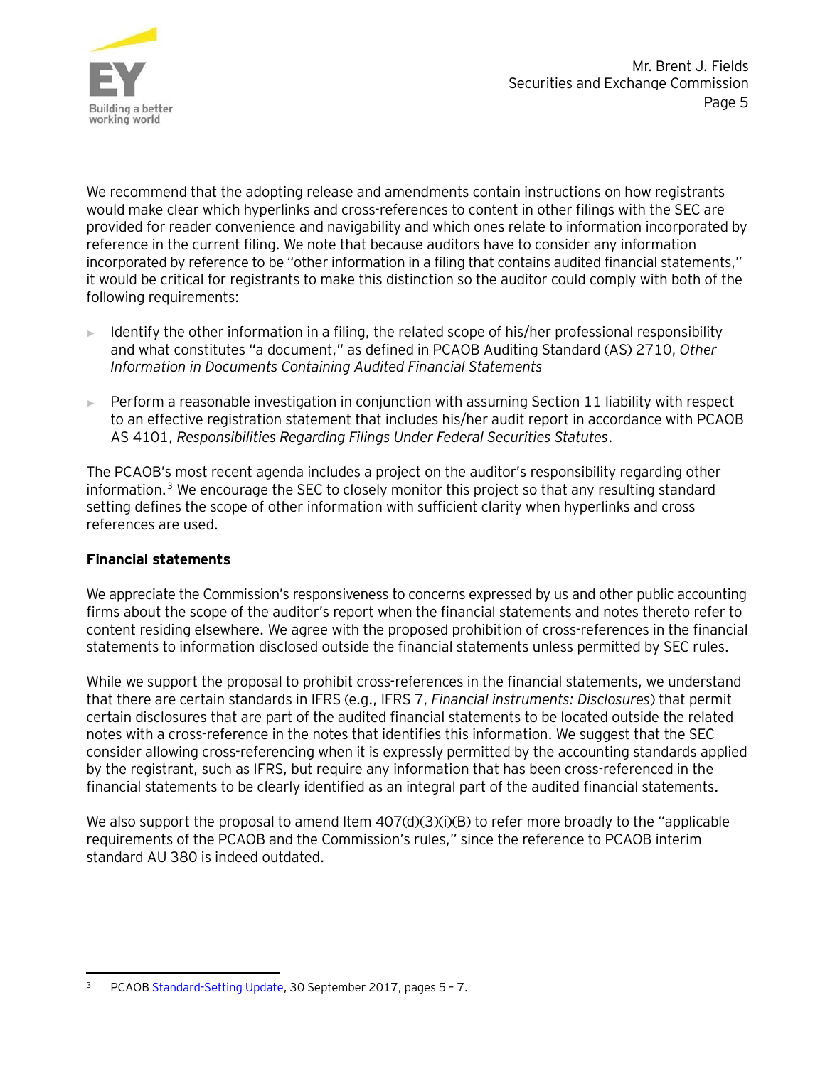We recommend that the adopting release and amendments contain instructions on how registrants would make clear which hyperlinks and cross-references to content in other filings with the SEC are provided for reader convenience and navigability and which ones relate to information incorporated by reference in the current filing. We note that because auditors have to consider any information incorporated by reference to be "other information in a filing that contains audited financial statements," it would be critical for registrants to make this distinction so the auditor could comply with both of the following requirements:

- Identify the other information in a filing, the related scope of his/her professional responsibility and what constitutes "a document," as defined in PCAOB Auditing Standard (AS) 2710, *Other Information in Documents Containing Audited Financial Statements*
- Perform a reasonable investigation in conjunction with assuming Section 11 liability with respect to an effective registration statement that includes his/her audit report in accordance with PCAOB AS 4101, *Responsibilities Regarding Filings Under Federal Securities Statutes*.

The PCAOB's most recent agenda includes a project on the auditor's responsibility regarding other information.[3] We encourage the SEC to closely monitor this project so that any resulting standard setting defines the scope of other information with sufficient clarity when hyperlinks and cross references are used.

**Financial statements**

We appreciate the Commission's responsiveness to concerns expressed by us and other public accounting firms about the scope of the auditor's report when the financial statements and notes thereto refer to content residing elsewhere. We agree with the proposed prohibition of cross-references in the financial statements to information disclosed outside the financial statements unless permitted by SEC rules.

While we support the proposal to prohibit cross-references in the financial statements, we understand that there are certain standards in IFRS (e.g., IFRS 7, *Financial instruments: Disclosures*) that permit certain disclosures that are part of the audited financial statements to be located outside the related notes with a cross-reference in the notes that identifies this information. We suggest that the SEC consider allowing cross-referencing when it is expressly permitted by the accounting standards applied by the registrant, such as IFRS, but require any information that has been cross-referenced in the financial statements to be clearly identified as an integral part of the audited financial statements.

We also support the proposal to amend Item 407(d)(3)(i)(B) to refer more broadly to the "applicable requirements of the PCAOB and the Commission's rules," since the reference to PCAOB interim standard AU 380 is indeed outdated.

[3] PCAOB Standard-Setting Update, 30 September 2017, pages 5 – 7.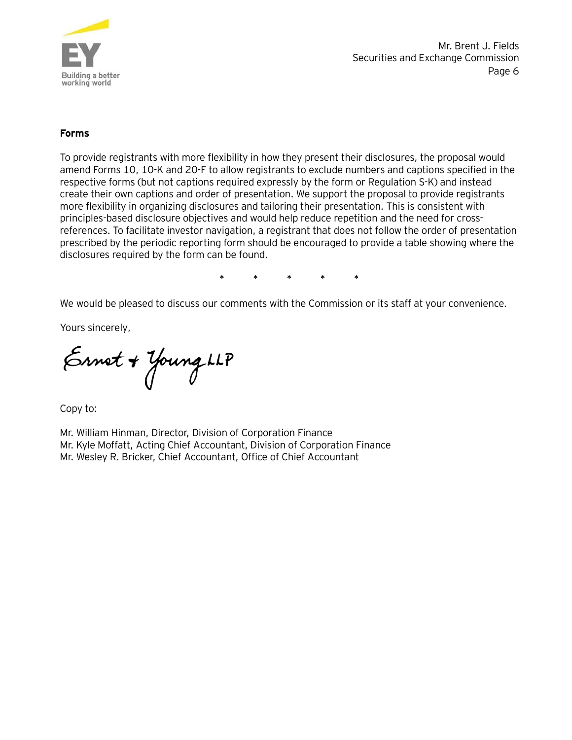**Forms**

To provide registrants with more flexibility in how they present their disclosures, the proposal would amend Forms 10, 10-K and 20-F to allow registrants to exclude numbers and captions specified in the respective forms (but not captions required expressly by the form or Regulation S-K) and instead create their own captions and order of presentation. We support the proposal to provide registrants more flexibility in organizing disclosures and tailoring their presentation. This is consistent with principles-based disclosure objectives and would help reduce repetition and the need for cross-references. To facilitate investor navigation, a registrant that does not follow the order of presentation prescribed by the periodic reporting form should be encouraged to provide a table showing where the disclosures required by the form can be found.

\* \* \* \* \*

We would be pleased to discuss our comments with the Commission or its staff at your convenience.

Yours sincerely,

Ernst + Young LLP

Copy to:

Mr. William Hinman, Director, Division of Corporation Finance
Mr. Kyle Moffatt, Acting Chief Accountant, Division of Corporation Finance
Mr. Wesley R. Bricker, Chief Accountant, Office of Chief Accountant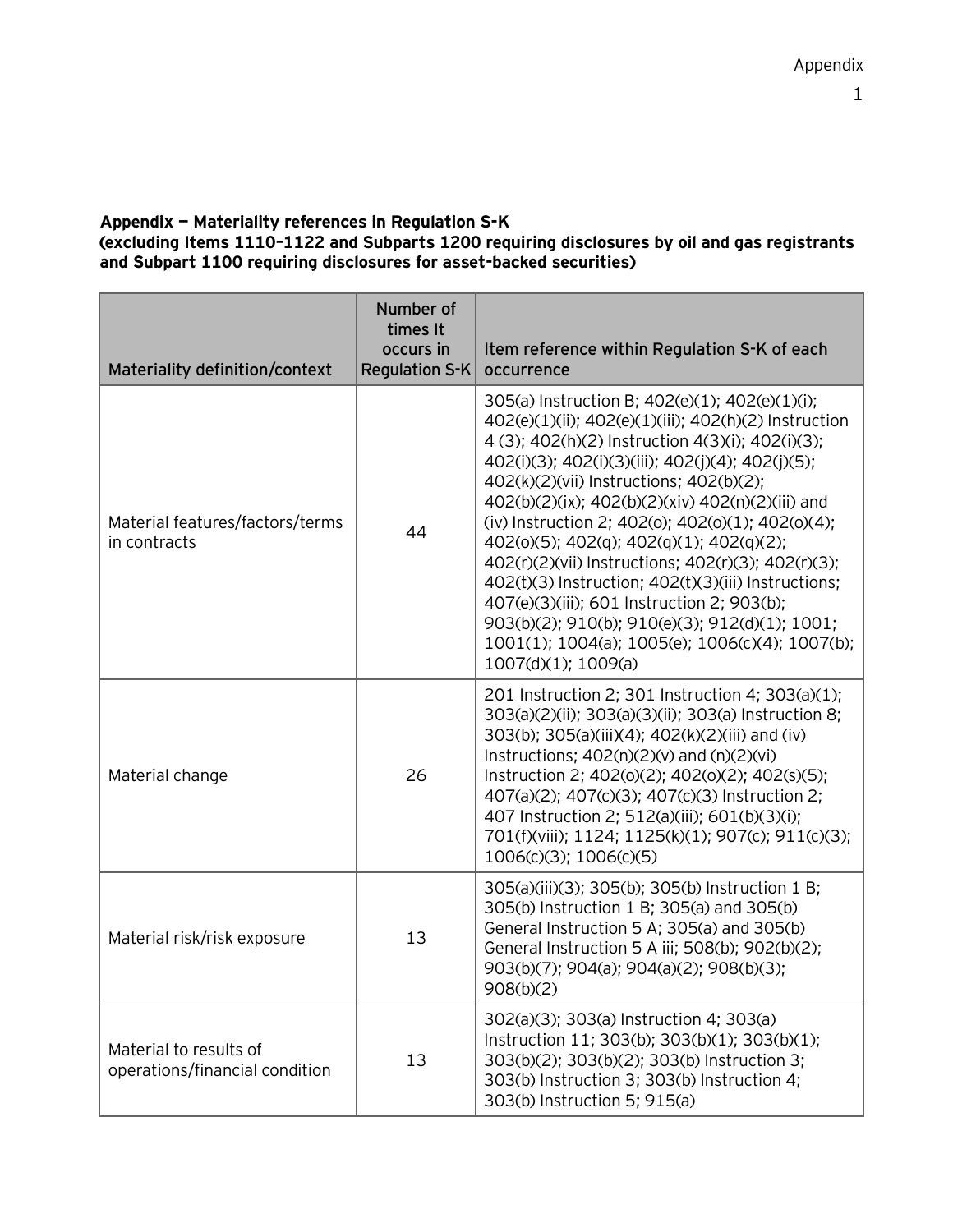**Appendix — Materiality references in Regulation S-K**
**(excluding Items 1110–1122 and Subparts 1200 requiring disclosures by oil and gas registrants and Subpart 1100 requiring disclosures for asset-backed securities)**

| Materiality definition/context | Number of times It occurs in Regulation S-K | Item reference within Regulation S-K of each occurrence |
|---|---|---|
| Material features/factors/terms in contracts | 44 | 305(a) Instruction B; 402(e)(1); 402(e)(1)(i); 402(e)(1)(ii); 402(e)(1)(iii); 402(h)(2) Instruction 4 (3); 402(h)(2) Instruction 4(3)(i); 402(i)(3); 402(i)(3); 402(i)(3)(iii); 402(j)(4); 402(j)(5); 402(k)(2)(vii) Instructions; 402(b)(2); 402(b)(2)(ix); 402(b)(2)(xiv) 402(n)(2)(iii) and (iv) Instruction 2; 402(o); 402(o)(1); 402(o)(4); 402(o)(5); 402(q); 402(q)(1); 402(q)(2); 402(r)(2)(vii) Instructions; 402(r)(3); 402(r)(3); 402(t)(3) Instruction; 402(t)(3)(iii) Instructions; 407(e)(3)(iii); 601 Instruction 2; 903(b); 903(b)(2); 910(b); 910(e)(3); 912(d)(1); 1001; 1001(1); 1004(a); 1005(e); 1006(c)(4); 1007(b); 1007(d)(1); 1009(a) |
| Material change | 26 | 201 Instruction 2; 301 Instruction 4; 303(a)(1); 303(a)(2)(ii); 303(a)(3)(ii); 303(a) Instruction 8; 303(b); 305(a)(iii)(4); 402(k)(2)(iii) and (iv) Instructions; 402(n)(2)(v) and (n)(2)(vi) Instruction 2; 402(o)(2); 402(o)(2); 402(s)(5); 407(a)(2); 407(c)(3); 407(c)(3) Instruction 2; 407 Instruction 2; 512(a)(iii); 601(b)(3)(i); 701(f)(viii); 1124; 1125(k)(1); 907(c); 911(c)(3); 1006(c)(3); 1006(c)(5) |
| Material risk/risk exposure | 13 | 305(a)(iii)(3); 305(b); 305(b) Instruction 1 B; 305(b) Instruction 1 B; 305(a) and 305(b) General Instruction 5 A; 305(a) and 305(b) General Instruction 5 A iii; 508(b); 902(b)(2); 903(b)(7); 904(a); 904(a)(2); 908(b)(3); 908(b)(2) |
| Material to results of operations/financial condition | 13 | 302(a)(3); 303(a) Instruction 4; 303(a) Instruction 11; 303(b); 303(b)(1); 303(b)(1); 303(b)(2); 303(b)(2); 303(b) Instruction 3; 303(b) Instruction 3; 303(b) Instruction 4; 303(b) Instruction 5; 915(a) |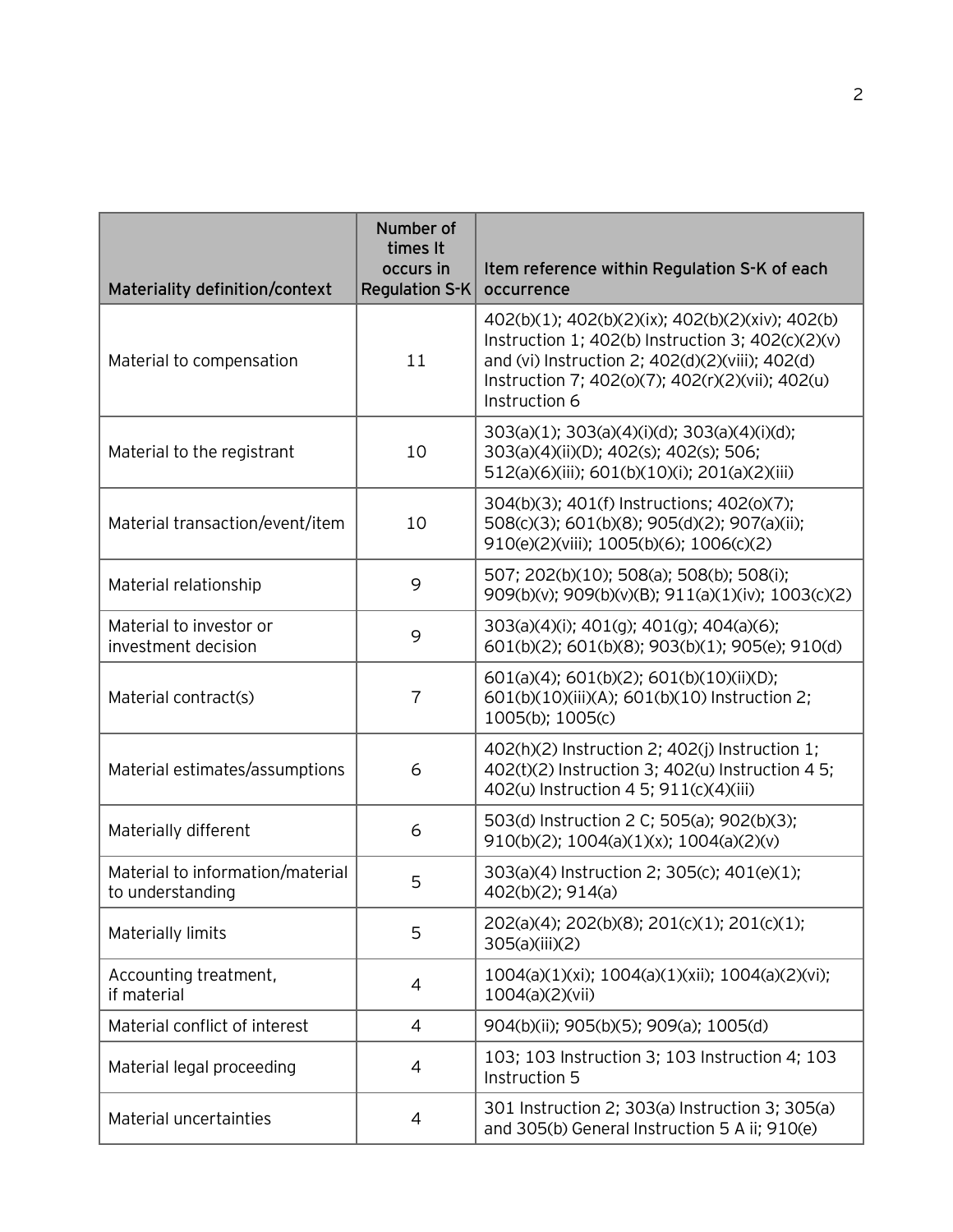| Materiality definition/context | Number of times It occurs in Regulation S-K | Item reference within Regulation S-K of each occurrence |
|---|---|---|
| Material to compensation | 11 | 402(b)(1); 402(b)(2)(ix); 402(b)(2)(xiv); 402(b) Instruction 1; 402(b) Instruction 3; 402(c)(2)(v) and (vi) Instruction 2; 402(d)(2)(viii); 402(d) Instruction 7; 402(o)(7); 402(r)(2)(vii); 402(u) Instruction 6 |
| Material to the registrant | 10 | 303(a)(1); 303(a)(4)(i)(d); 303(a)(4)(i)(d); 303(a)(4)(ii)(D); 402(s); 402(s); 506; 512(a)(6)(iii); 601(b)(10)(i); 201(a)(2)(iii) |
| Material transaction/event/item | 10 | 304(b)(3); 401(f) Instructions; 402(o)(7); 508(c)(3); 601(b)(8); 905(d)(2); 907(a)(ii); 910(e)(2)(viii); 1005(b)(6); 1006(c)(2) |
| Material relationship | 9 | 507; 202(b)(10); 508(a); 508(b); 508(i); 909(b)(v); 909(b)(v)(B); 911(a)(1)(iv); 1003(c)(2) |
| Material to investor or investment decision | 9 | 303(a)(4)(i); 401(g); 401(g); 404(a)(6); 601(b)(2); 601(b)(8); 903(b)(1); 905(e); 910(d) |
| Material contract(s) | 7 | 601(a)(4); 601(b)(2); 601(b)(10)(ii)(D); 601(b)(10)(iii)(A); 601(b)(10) Instruction 2; 1005(b); 1005(c) |
| Material estimates/assumptions | 6 | 402(h)(2) Instruction 2; 402(j) Instruction 1; 402(t)(2) Instruction 3; 402(u) Instruction 4 5; 402(u) Instruction 4 5; 911(c)(4)(iii) |
| Materially different | 6 | 503(d) Instruction 2 C; 505(a); 902(b)(3); 910(b)(2); 1004(a)(1)(x); 1004(a)(2)(v) |
| Material to information/material to understanding | 5 | 303(a)(4) Instruction 2; 305(c); 401(e)(1); 402(b)(2); 914(a) |
| Materially limits | 5 | 202(a)(4); 202(b)(8); 201(c)(1); 201(c)(1); 305(a)(iii)(2) |
| Accounting treatment, if material | 4 | 1004(a)(1)(xi); 1004(a)(1)(xii); 1004(a)(2)(vi); 1004(a)(2)(vii) |
| Material conflict of interest | 4 | 904(b)(ii); 905(b)(5); 909(a); 1005(d) |
| Material legal proceeding | 4 | 103; 103 Instruction 3; 103 Instruction 4; 103 Instruction 5 |
| Material uncertainties | 4 | 301 Instruction 2; 303(a) Instruction 3; 305(a) and 305(b) General Instruction 5 A ii; 910(e) |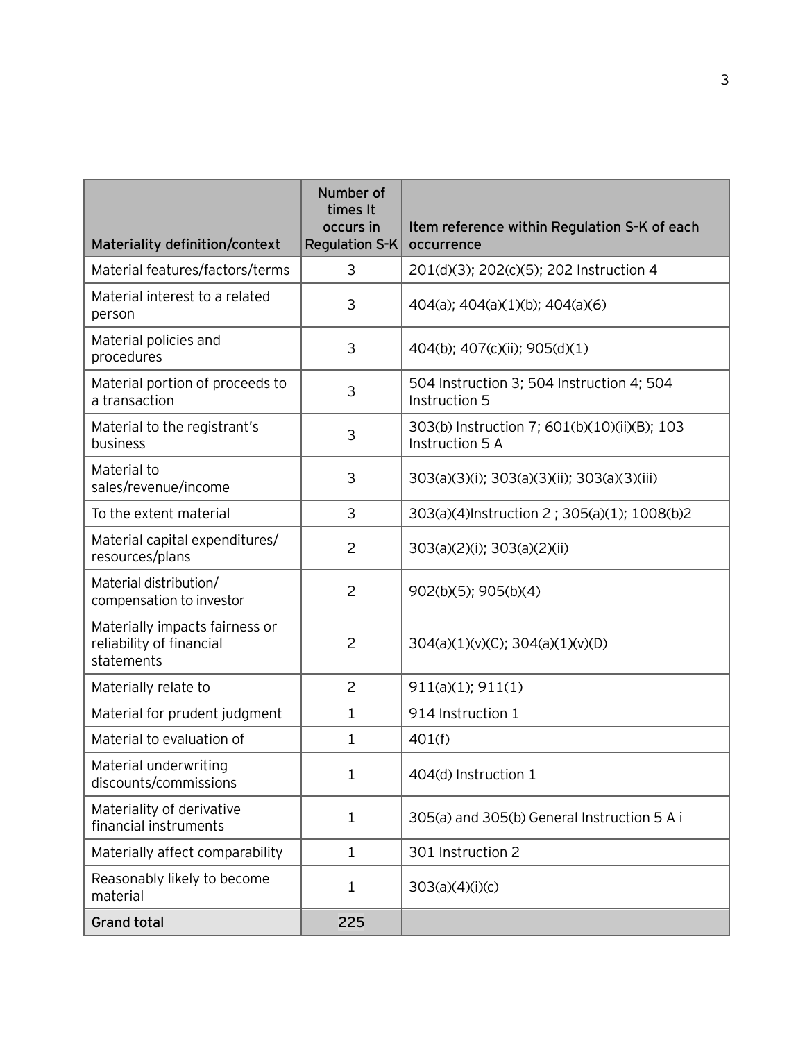| Materiality definition/context | Number of times It occurs in Regulation S-K | Item reference within Regulation S-K of each occurrence |
| --- | --- | --- |
| Material features/factors/terms | 3 | 201(d)(3); 202(c)(5); 202 Instruction 4 |
| Material interest to a related person | 3 | 404(a); 404(a)(1)(b); 404(a)(6) |
| Material policies and procedures | 3 | 404(b); 407(c)(ii); 905(d)(1) |
| Material portion of proceeds to a transaction | 3 | 504 Instruction 3; 504 Instruction 4; 504 Instruction 5 |
| Material to the registrant's business | 3 | 303(b) Instruction 7; 601(b)(10)(ii)(B); 103 Instruction 5 A |
| Material to sales/revenue/income | 3 | 303(a)(3)(i); 303(a)(3)(ii); 303(a)(3)(iii) |
| To the extent material | 3 | 303(a)(4)Instruction 2 ; 305(a)(1); 1008(b)2 |
| Material capital expenditures/ resources/plans | 2 | 303(a)(2)(i); 303(a)(2)(ii) |
| Material distribution/ compensation to investor | 2 | 902(b)(5); 905(b)(4) |
| Materially impacts fairness or reliability of financial statements | 2 | 304(a)(1)(v)(C); 304(a)(1)(v)(D) |
| Materially relate to | 2 | 911(a)(1); 911(1) |
| Material for prudent judgment | 1 | 914 Instruction 1 |
| Material to evaluation of | 1 | 401(f) |
| Material underwriting discounts/commissions | 1 | 404(d) Instruction 1 |
| Materiality of derivative financial instruments | 1 | 305(a) and 305(b) General Instruction 5 A i |
| Materially affect comparability | 1 | 301 Instruction 2 |
| Reasonably likely to become material | 1 | 303(a)(4)(i)(c) |
| **Grand total** | 225 | |